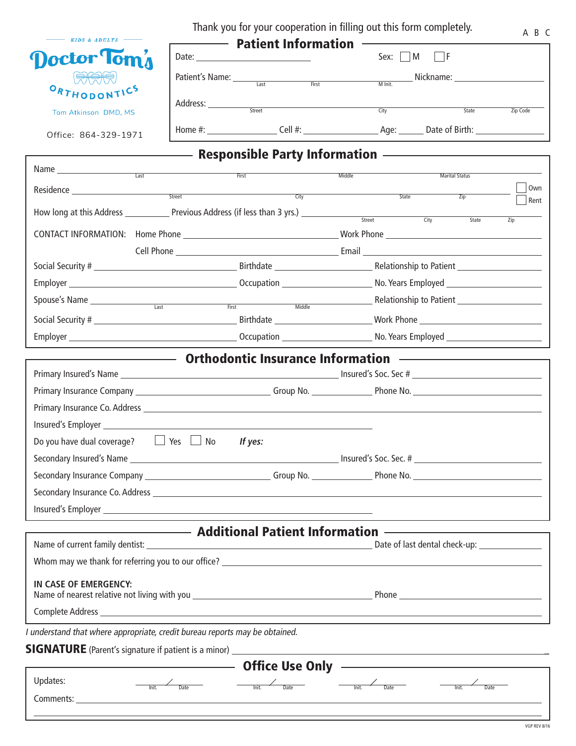KIDS & ADULTS

**Doctor Tom's**

ORTHODONTICS

Tom Atkinson DMD, MS

Office: 864-329-1971

Thank you for your cooperation in filling out this form completely.

A B C

## Patient Information

Date: ______________________ Sex: ☐ M ☐ F

Patient's Name: ______________________ (Last / First / M Init.) Nickname: ______________

Address: ______________________ (Street / City / State / Zip Code)

Home #: ______________ Cell #: ______________ Age: _____ Date of Birth: ______________

## Responsible Party Information

Name ______________________ (Last / First / Middle / Marital Status)

Residence ______________________ (Street / City / State / Zip) ☐ Own ☐ Rent

How long at this Address __________ Previous Address (if less than 3 yrs.) ______________________ (Street / City / State / Zip)

CONTACT INFORMATION: Home Phone ______________________ Work Phone ______________________

Cell Phone ______________________ Email ______________________

Social Security # ______________ Birthdate ______________ Relationship to Patient ______________

Employer ______________ Occupation ______________ No. Years Employed ______________

Spouse's Name ______________________ (Last / First / Middle) Relationship to Patient ______________

Social Security # ______________ Birthdate ______________ Work Phone ______________

Employer ______________ Occupation ______________ No. Years Employed ______________

## Orthodontic Insurance Information

Primary Insured's Name ______________________ Insured's Soc. Sec # ______________

Primary Insurance Company ______________ Group No. __________ Phone No. ______________

Primary Insurance Co. Address ______________________

Insured's Employer ______________________

Do you have dual coverage? ☐ Yes ☐ No *If yes:*

Secondary Insured's Name ______________________ Insured's Soc. Sec. # ______________

Secondary Insurance Company ______________ Group No. __________ Phone No. ______________

Secondary Insurance Co. Address ______________________

Insured's Employer ______________________

## Additional Patient Information

Name of current family dentist: ______________________ Date of last dental check-up: ______________

Whom may we thank for referring you to our office? ______________________

**IN CASE OF EMERGENCY:**
Name of nearest relative not living with you ______________________ Phone ______________

Complete Address ______________________

*I understand that where appropriate, credit bureau reports may be obtained.*

**SIGNATURE** (Parent's signature if patient is a minor) ______________________

## Office Use Only

Updates: ____ / ____ (Init. / Date) ____ / ____ (Init. / Date) ____ / ____ (Init. / Date) ____ / ____ (Init. / Date)

Comments: ______________________

VGP REV 8/16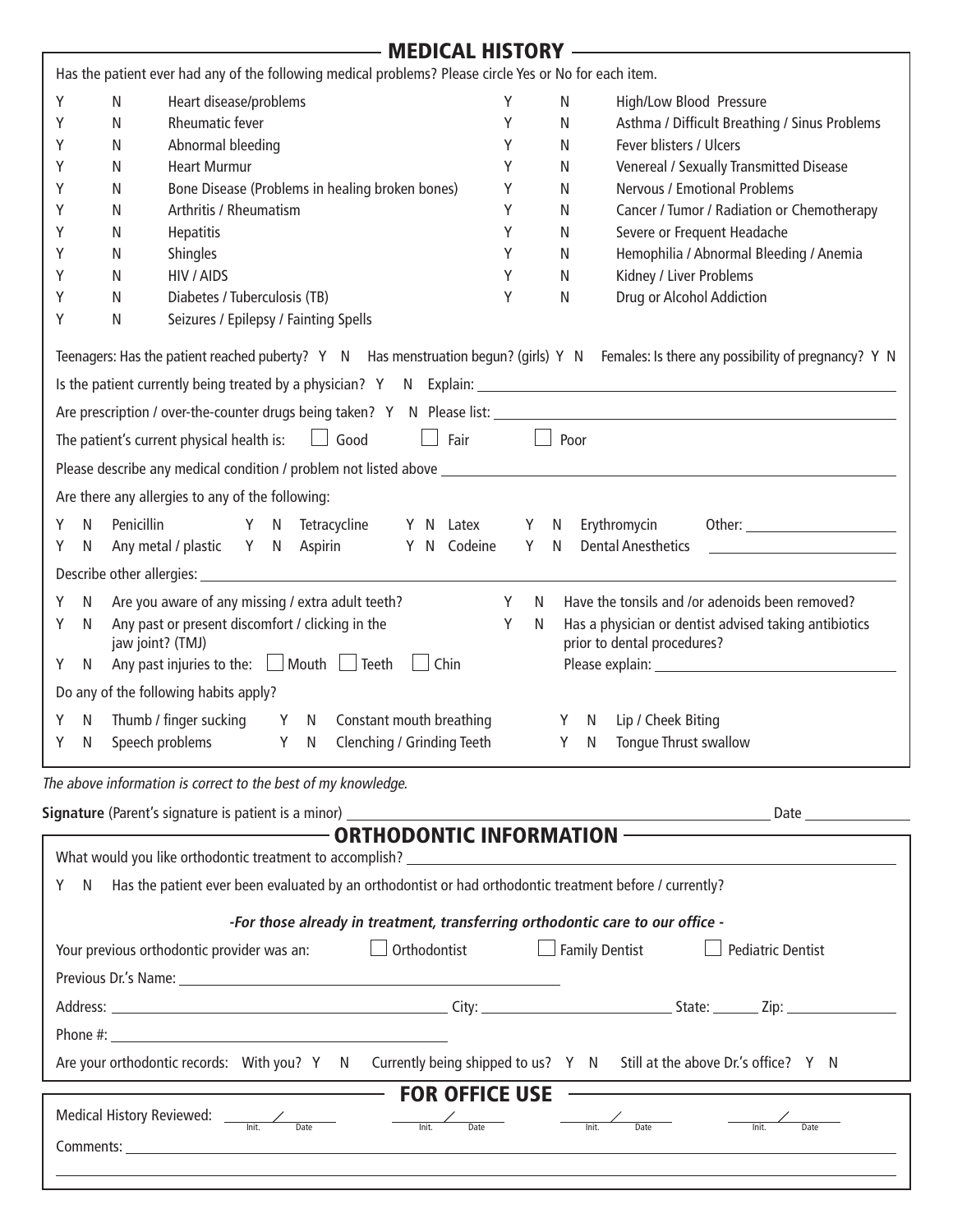## MEDICAL HISTORY

Has the patient ever had any of the following medical problems? Please circle Yes or No for each item.

| | | | | | |
|---|---|---|---|---|---|
| Y | N | Heart disease/problems | Y | N | High/Low Blood Pressure |
| Y | N | Rheumatic fever | Y | N | Asthma / Difficult Breathing / Sinus Problems |
| Y | N | Abnormal bleeding | Y | N | Fever blisters / Ulcers |
| Y | N | Heart Murmur | Y | N | Venereal / Sexually Transmitted Disease |
| Y | N | Bone Disease (Problems in healing broken bones) | Y | N | Nervous / Emotional Problems |
| Y | N | Arthritis / Rheumatism | Y | N | Cancer / Tumor / Radiation or Chemotherapy |
| Y | N | Hepatitis | Y | N | Severe or Frequent Headache |
| Y | N | Shingles | Y | N | Hemophilia / Abnormal Bleeding / Anemia |
| Y | N | HIV / AIDS | Y | N | Kidney / Liver Problems |
| Y | N | Diabetes / Tuberculosis (TB) | Y | N | Drug or Alcohol Addiction |
| Y | N | Seizures / Epilepsy / Fainting Spells | | | |

Teenagers: Has the patient reached puberty? Y N  Has menstruation begun? (girls) Y N  Females: Is there any possibility of pregnancy? Y N

Is the patient currently being treated by a physician? Y N Explain: ____________

Are prescription / over-the-counter drugs being taken? Y N Please list: ____________

The patient's current physical health is: ☐ Good ☐ Fair ☐ Poor

Please describe any medical condition / problem not listed above ____________

Are there any allergies to any of the following:

| | | | | | | | | | | | | |
|---|---|---|---|---|---|---|---|---|---|---|---|---|
| Y | N | Penicillin | Y | N | Tetracycline | Y | N | Latex | Y | N | Erythromycin | Other: ____________ |
| Y | N | Any metal / plastic | Y | N | Aspirin | Y | N | Codeine | Y | N | Dental Anesthetics | ____________ |

Describe other allergies: ____________

Y N Are you aware of any missing / extra adult teeth?

Y N Any past or present discomfort / clicking in the jaw joint? (TMJ)

Y N Any past injuries to the: ☐ Mouth ☐ Teeth ☐ Chin

Y N Have the tonsils and /or adenoids been removed?

Y N Has a physician or dentist advised taking antibiotics prior to dental procedures?

Please explain: ____________

Do any of the following habits apply?

| | | | | | | | | |
|---|---|---|---|---|---|---|---|---|
| Y | N | Thumb / finger sucking | Y | N | Constant mouth breathing | Y | N | Lip / Cheek Biting |
| Y | N | Speech problems | Y | N | Clenching / Grinding Teeth | Y | N | Tongue Thrust swallow |

*The above information is correct to the best of my knowledge.*

**Signature** (Parent's signature is patient is a minor) ____________ Date ____________

## ORTHODONTIC INFORMATION

What would you like orthodontic treatment to accomplish? ____________

Y N Has the patient ever been evaluated by an orthodontist or had orthodontic treatment before / currently?

***-For those already in treatment, transferring orthodontic care to our office -***

Your previous orthodontic provider was an: ☐ Orthodontist ☐ Family Dentist ☐ Pediatric Dentist

Previous Dr.'s Name: ____________

Address: ____________ City: ____________ State: ______ Zip: ____________

Phone #: ____________

Are your orthodontic records: With you? Y N  Currently being shipped to us? Y N  Still at the above Dr.'s office? Y N

## FOR OFFICE USE

Medical History Reviewed: ____ / ____ (Init. Date) ____ / ____ (Init. Date) ____ / ____ (Init. Date) ____ / ____ (Init. Date)

Comments: ____________